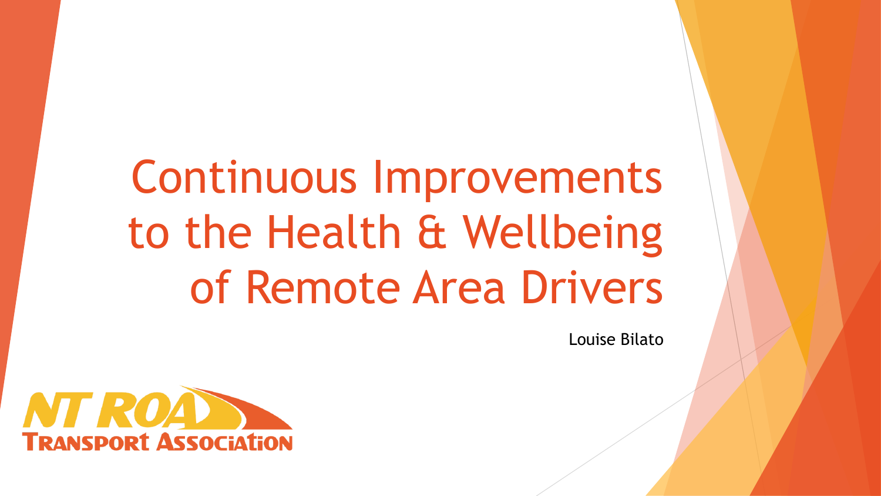# Continuous Improvements to the Health & Wellbeing of Remote Area Drivers

Louise Bilato

NT ROA
Transport Association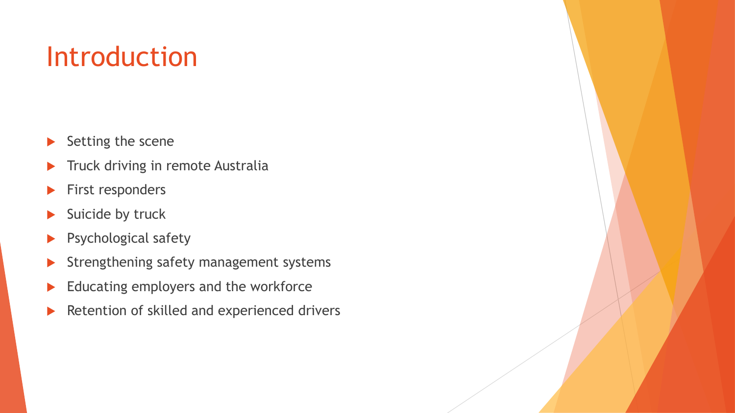# Introduction

- Setting the scene
- Truck driving in remote Australia
- First responders
- Suicide by truck
- Psychological safety
- Strengthening safety management systems
- Educating employers and the workforce
- Retention of skilled and experienced drivers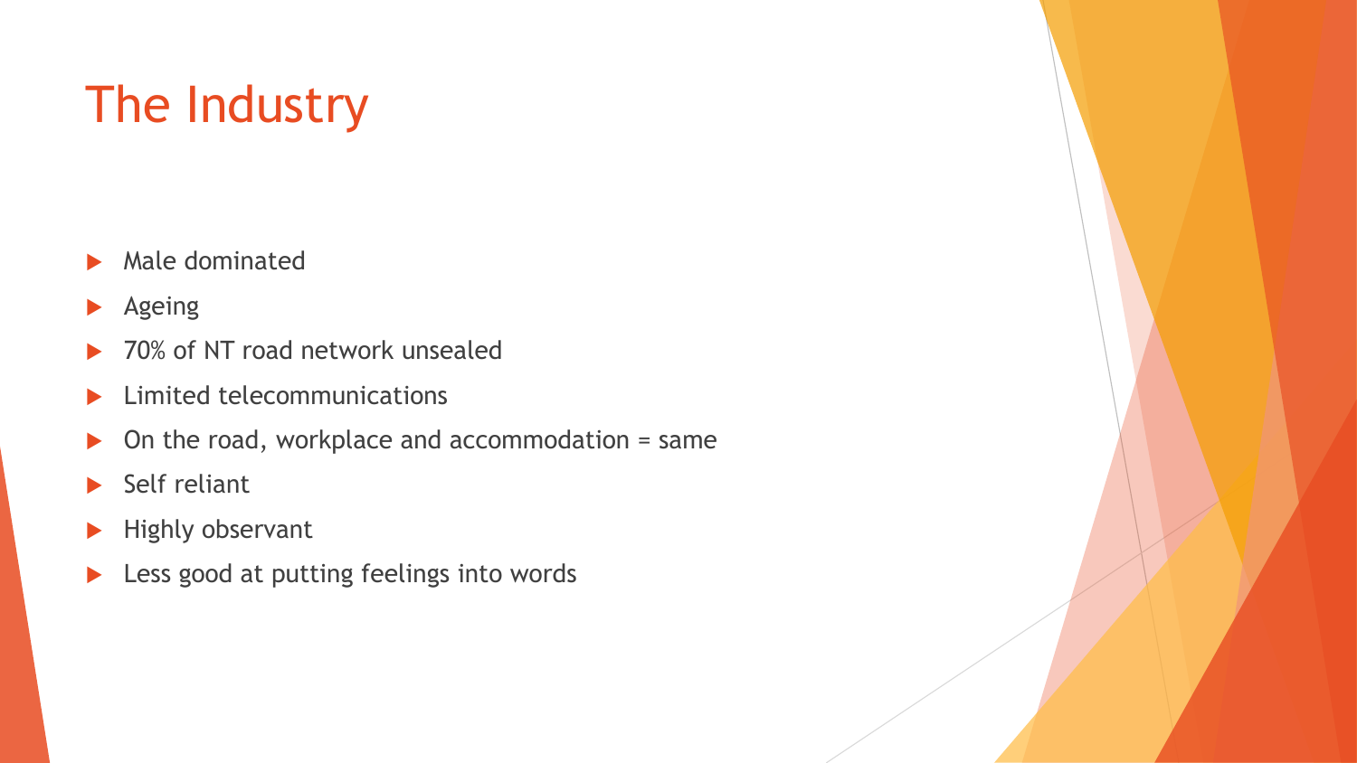# The Industry

- Male dominated
- Ageing
- 70% of NT road network unsealed
- Limited telecommunications
- On the road, workplace and accommodation = same
- Self reliant
- Highly observant
- Less good at putting feelings into words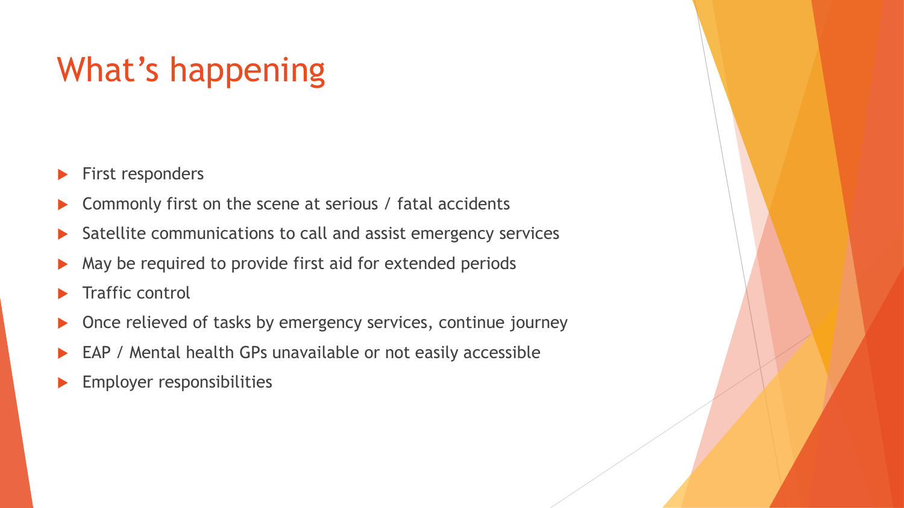# What’s happening

- First responders
- Commonly first on the scene at serious / fatal accidents
- Satellite communications to call and assist emergency services
- May be required to provide first aid for extended periods
- Traffic control
- Once relieved of tasks by emergency services, continue journey
- EAP / Mental health GPs unavailable or not easily accessible
- Employer responsibilities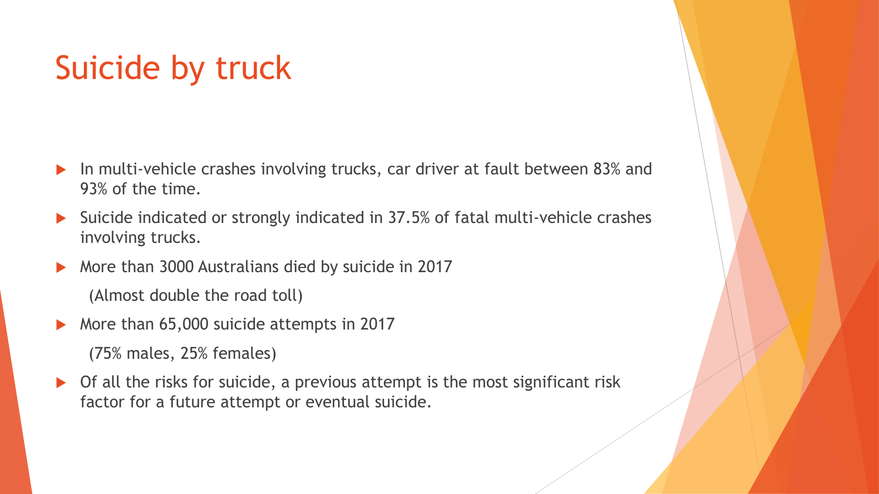# Suicide by truck

- In multi-vehicle crashes involving trucks, car driver at fault between 83% and 93% of the time.
- Suicide indicated or strongly indicated in 37.5% of fatal multi-vehicle crashes involving trucks.
- More than 3000 Australians died by suicide in 2017

  (Almost double the road toll)
- More than 65,000 suicide attempts in 2017

  (75% males, 25% females)
- Of all the risks for suicide, a previous attempt is the most significant risk factor for a future attempt or eventual suicide.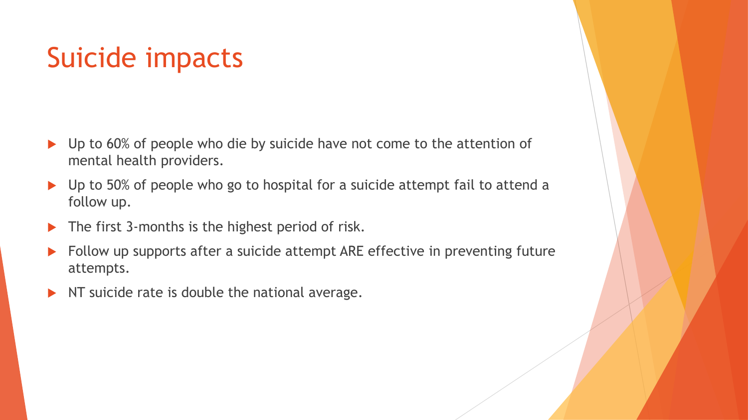# Suicide impacts

- Up to 60% of people who die by suicide have not come to the attention of mental health providers.
- Up to 50% of people who go to hospital for a suicide attempt fail to attend a follow up.
- The first 3-months is the highest period of risk.
- Follow up supports after a suicide attempt ARE effective in preventing future attempts.
- NT suicide rate is double the national average.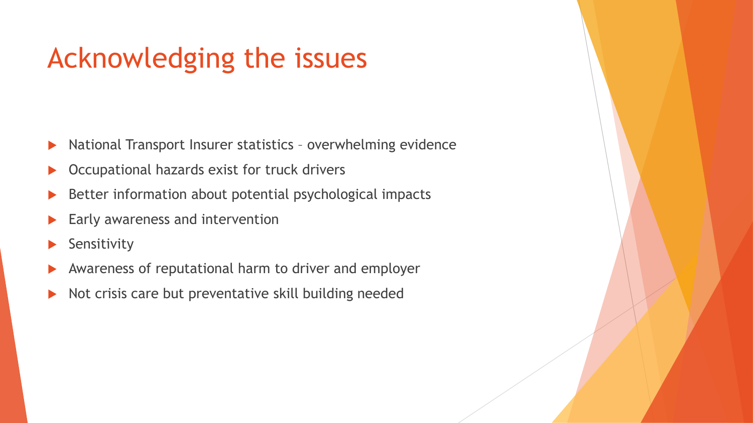# Acknowledging the issues

- National Transport Insurer statistics – overwhelming evidence
- Occupational hazards exist for truck drivers
- Better information about potential psychological impacts
- Early awareness and intervention
- Sensitivity
- Awareness of reputational harm to driver and employer
- Not crisis care but preventative skill building needed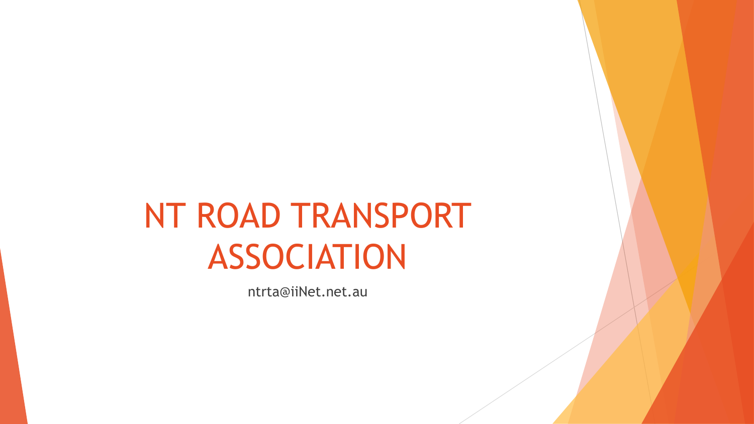# NT ROAD TRANSPORT ASSOCIATION

ntrta@iiNet.net.au